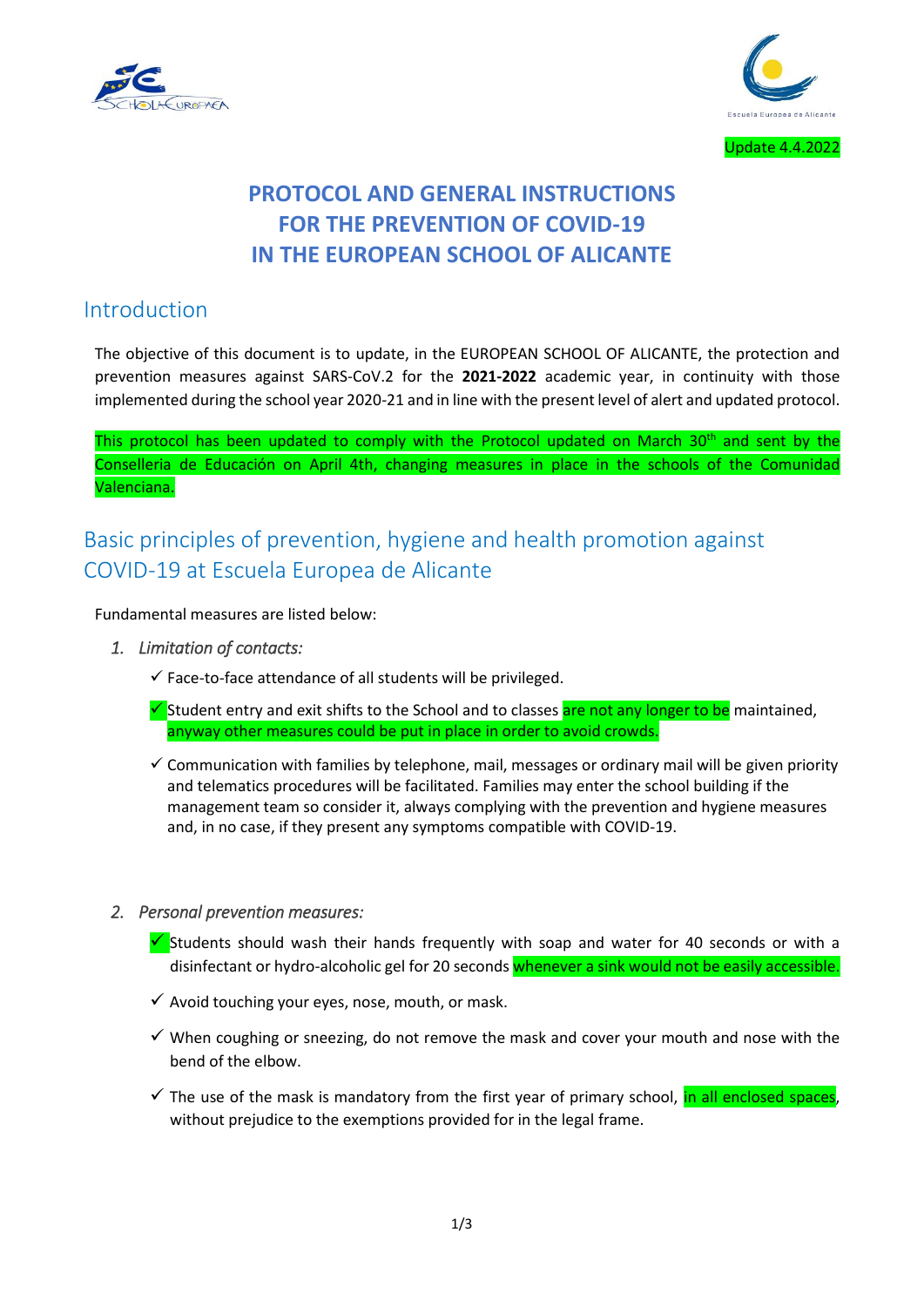Update 4.4.2022

# PROTOCOL AND GENERAL INSTRUCTIONS FOR THE PREVENTION OF COVID-19 IN THE EUROPEAN SCHOOL OF ALICANTE

## Introduction

The objective of this document is to update, in the EUROPEAN SCHOOL OF ALICANTE, the protection and prevention measures against SARS-CoV.2 for the **2021-2022** academic year, in continuity with those implemented during the school year 2020-21 and in line with the present level of alert and updated protocol.

This protocol has been updated to comply with the Protocol updated on March 30th and sent by the Conselleria de Educación on April 4th, changing measures in place in the schools of the Comunidad Valenciana.

## Basic principles of prevention, hygiene and health promotion against COVID-19 at Escuela Europea de Alicante

Fundamental measures are listed below:

1. *Limitation of contacts:*
   - ✓ Face-to-face attendance of all students will be privileged.
   - ✓ Student entry and exit shifts to the School and to classes are not any longer to be maintained, anyway other measures could be put in place in order to avoid crowds.
   - ✓ Communication with families by telephone, mail, messages or ordinary mail will be given priority and telematics procedures will be facilitated. Families may enter the school building if the management team so consider it, always complying with the prevention and hygiene measures and, in no case, if they present any symptoms compatible with COVID-19.

2. *Personal prevention measures:*
   - ✓ Students should wash their hands frequently with soap and water for 40 seconds or with a disinfectant or hydro-alcoholic gel for 20 seconds whenever a sink would not be easily accessible.
   - ✓ Avoid touching your eyes, nose, mouth, or mask.
   - ✓ When coughing or sneezing, do not remove the mask and cover your mouth and nose with the bend of the elbow.
   - ✓ The use of the mask is mandatory from the first year of primary school, in all enclosed spaces, without prejudice to the exemptions provided for in the legal frame.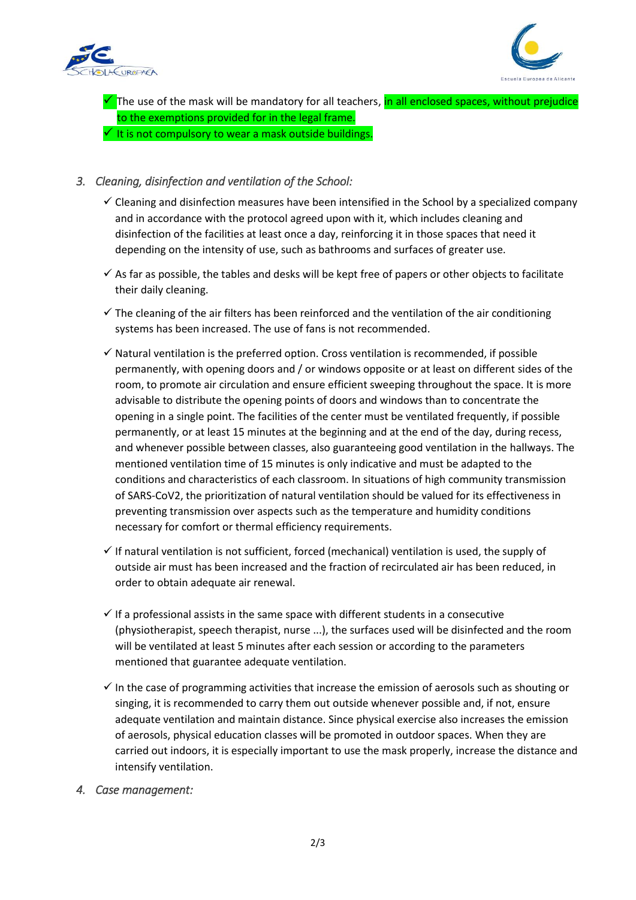- ✓ The use of the mask will be mandatory for all teachers, in all enclosed spaces, without prejudice to the exemptions provided for in the legal frame.
- ✓ It is not compulsory to wear a mask outside buildings.

3. *Cleaning, disinfection and ventilation of the School:*

    - ✓ Cleaning and disinfection measures have been intensified in the School by a specialized company and in accordance with the protocol agreed upon with it, which includes cleaning and disinfection of the facilities at least once a day, reinforcing it in those spaces that need it depending on the intensity of use, such as bathrooms and surfaces of greater use.

    - ✓ As far as possible, the tables and desks will be kept free of papers or other objects to facilitate their daily cleaning.

    - ✓ The cleaning of the air filters has been reinforced and the ventilation of the air conditioning systems has been increased. The use of fans is not recommended.

    - ✓ Natural ventilation is the preferred option. Cross ventilation is recommended, if possible permanently, with opening doors and / or windows opposite or at least on different sides of the room, to promote air circulation and ensure efficient sweeping throughout the space. It is more advisable to distribute the opening points of doors and windows than to concentrate the opening in a single point. The facilities of the center must be ventilated frequently, if possible permanently, or at least 15 minutes at the beginning and at the end of the day, during recess, and whenever possible between classes, also guaranteeing good ventilation in the hallways. The mentioned ventilation time of 15 minutes is only indicative and must be adapted to the conditions and characteristics of each classroom. In situations of high community transmission of SARS-CoV2, the prioritization of natural ventilation should be valued for its effectiveness in preventing transmission over aspects such as the temperature and humidity conditions necessary for comfort or thermal efficiency requirements.

    - ✓ If natural ventilation is not sufficient, forced (mechanical) ventilation is used, the supply of outside air must has been increased and the fraction of recirculated air has been reduced, in order to obtain adequate air renewal.

    - ✓ If a professional assists in the same space with different students in a consecutive (physiotherapist, speech therapist, nurse ...), the surfaces used will be disinfected and the room will be ventilated at least 5 minutes after each session or according to the parameters mentioned that guarantee adequate ventilation.

    - ✓ In the case of programming activities that increase the emission of aerosols such as shouting or singing, it is recommended to carry them out outside whenever possible and, if not, ensure adequate ventilation and maintain distance. Since physical exercise also increases the emission of aerosols, physical education classes will be promoted in outdoor spaces. When they are carried out indoors, it is especially important to use the mask properly, increase the distance and intensify ventilation.

4. *Case management:*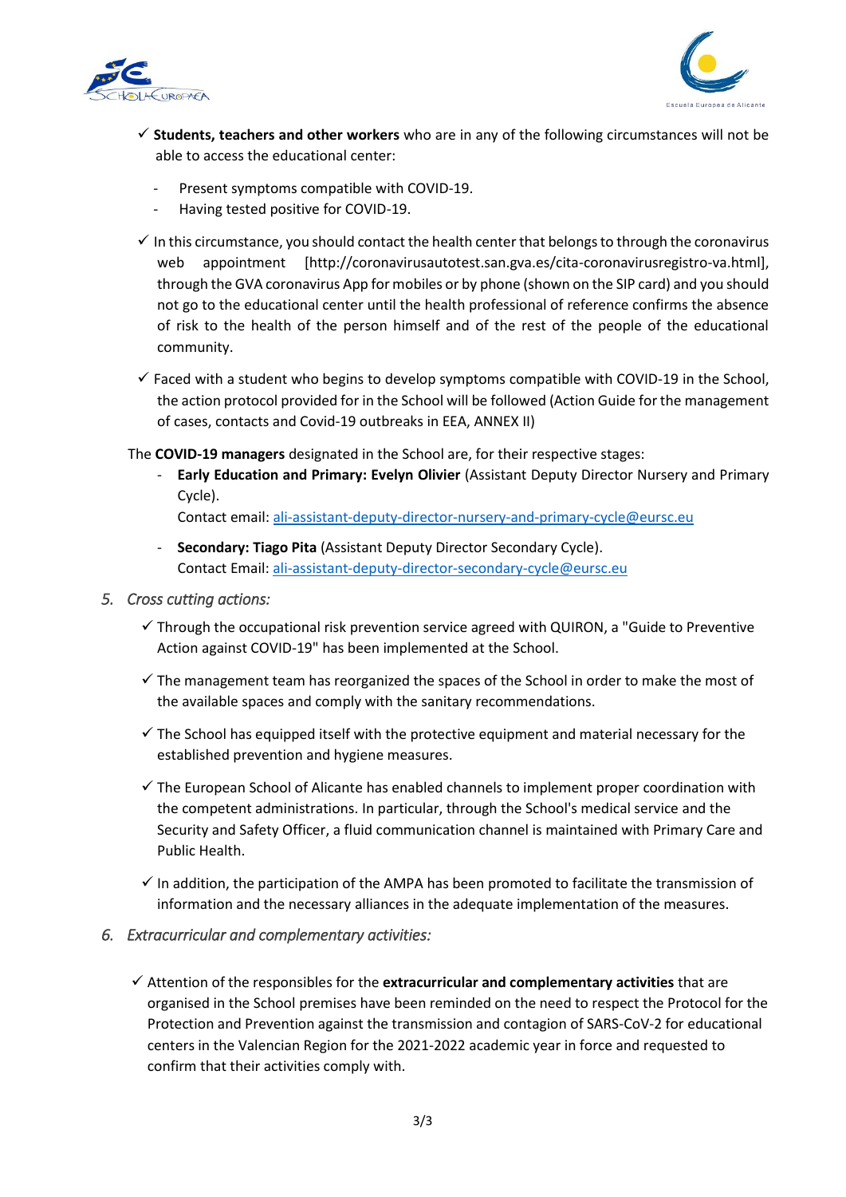- ✓ **Students, teachers and other workers** who are in any of the following circumstances will not be able to access the educational center:
  - Present symptoms compatible with COVID-19.
  - Having tested positive for COVID-19.
- ✓ In this circumstance, you should contact the health center that belongs to through the coronavirus web appointment [http://coronavirusautotest.san.gva.es/cita-coronavirusregistro-va.html], through the GVA coronavirus App for mobiles or by phone (shown on the SIP card) and you should not go to the educational center until the health professional of reference confirms the absence of risk to the health of the person himself and of the rest of the people of the educational community.
- ✓ Faced with a student who begins to develop symptoms compatible with COVID-19 in the School, the action protocol provided for in the School will be followed (Action Guide for the management of cases, contacts and Covid-19 outbreaks in EEA, ANNEX II)

The **COVID-19 managers** designated in the School are, for their respective stages:

- **Early Education and Primary: Evelyn Olivier** (Assistant Deputy Director Nursery and Primary Cycle).
  Contact email: ali-assistant-deputy-director-nursery-and-primary-cycle@eursc.eu
- **Secondary: Tiago Pita** (Assistant Deputy Director Secondary Cycle).
  Contact Email: ali-assistant-deputy-director-secondary-cycle@eursc.eu

5. *Cross cutting actions:*

- ✓ Through the occupational risk prevention service agreed with QUIRON, a "Guide to Preventive Action against COVID-19" has been implemented at the School.
- ✓ The management team has reorganized the spaces of the School in order to make the most of the available spaces and comply with the sanitary recommendations.
- ✓ The School has equipped itself with the protective equipment and material necessary for the established prevention and hygiene measures.
- ✓ The European School of Alicante has enabled channels to implement proper coordination with the competent administrations. In particular, through the School's medical service and the Security and Safety Officer, a fluid communication channel is maintained with Primary Care and Public Health.
- ✓ In addition, the participation of the AMPA has been promoted to facilitate the transmission of information and the necessary alliances in the adequate implementation of the measures.

6. *Extracurricular and complementary activities:*

- ✓ Attention of the responsibles for the **extracurricular and complementary activities** that are organised in the School premises have been reminded on the need to respect the Protocol for the Protection and Prevention against the transmission and contagion of SARS-CoV-2 for educational centers in the Valencian Region for the 2021-2022 academic year in force and requested to confirm that their activities comply with.